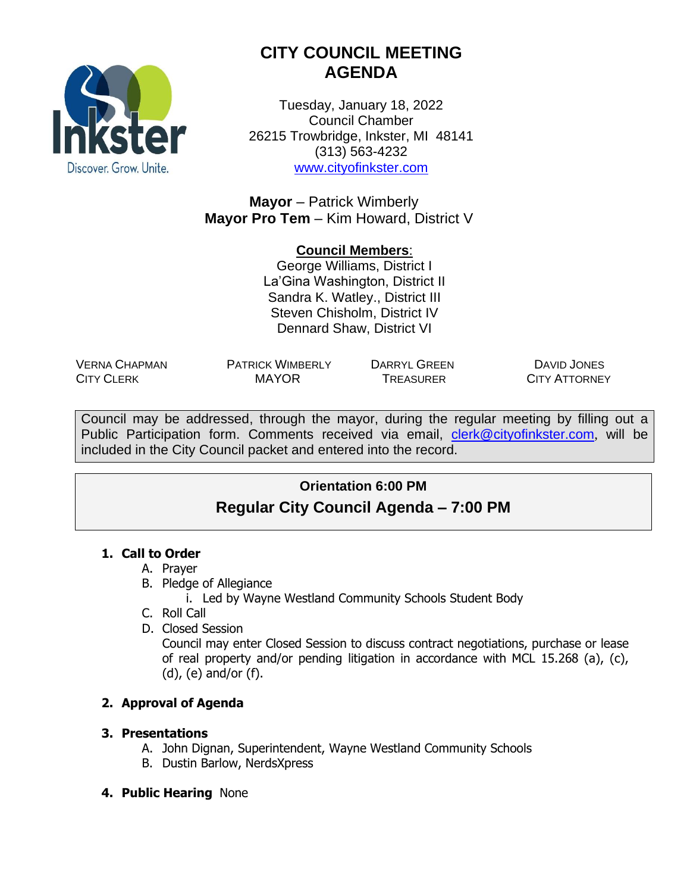# CITY COUNCIL MEETING AGENDA

Tuesday, January 18, 2022
Council Chamber
26215 Trowbridge, Inkster, MI 48141
(313) 563-4232
www.cityofinkster.com

**Mayor** – Patrick Wimberly
**Mayor Pro Tem** – Kim Howard, District V

**Council Members**:
George Williams, District I
La'Gina Washington, District II
Sandra K. Watley., District III
Steven Chisholm, District IV
Dennard Shaw, District VI

| VERNA CHAPMAN<br>CITY CLERK | PATRICK WIMBERLY<br>MAYOR | DARRYL GREEN<br>TREASURER | DAVID JONES<br>CITY ATTORNEY |
|---|---|---|---|

Council may be addressed, through the mayor, during the regular meeting by filling out a Public Participation form. Comments received via email, clerk@cityofinkster.com, will be included in the City Council packet and entered into the record.

**Orientation 6:00 PM**

## Regular City Council Agenda – 7:00 PM

1. **Call to Order**
   A. Prayer
   B. Pledge of Allegiance
      i. Led by Wayne Westland Community Schools Student Body
   C. Roll Call
   D. Closed Session
   Council may enter Closed Session to discuss contract negotiations, purchase or lease of real property and/or pending litigation in accordance with MCL 15.268 (a), (c), (d), (e) and/or (f).

2. **Approval of Agenda**

3. **Presentations**
   A. John Dignan, Superintendent, Wayne Westland Community Schools
   B. Dustin Barlow, NerdsXpress

4. **Public Hearing** None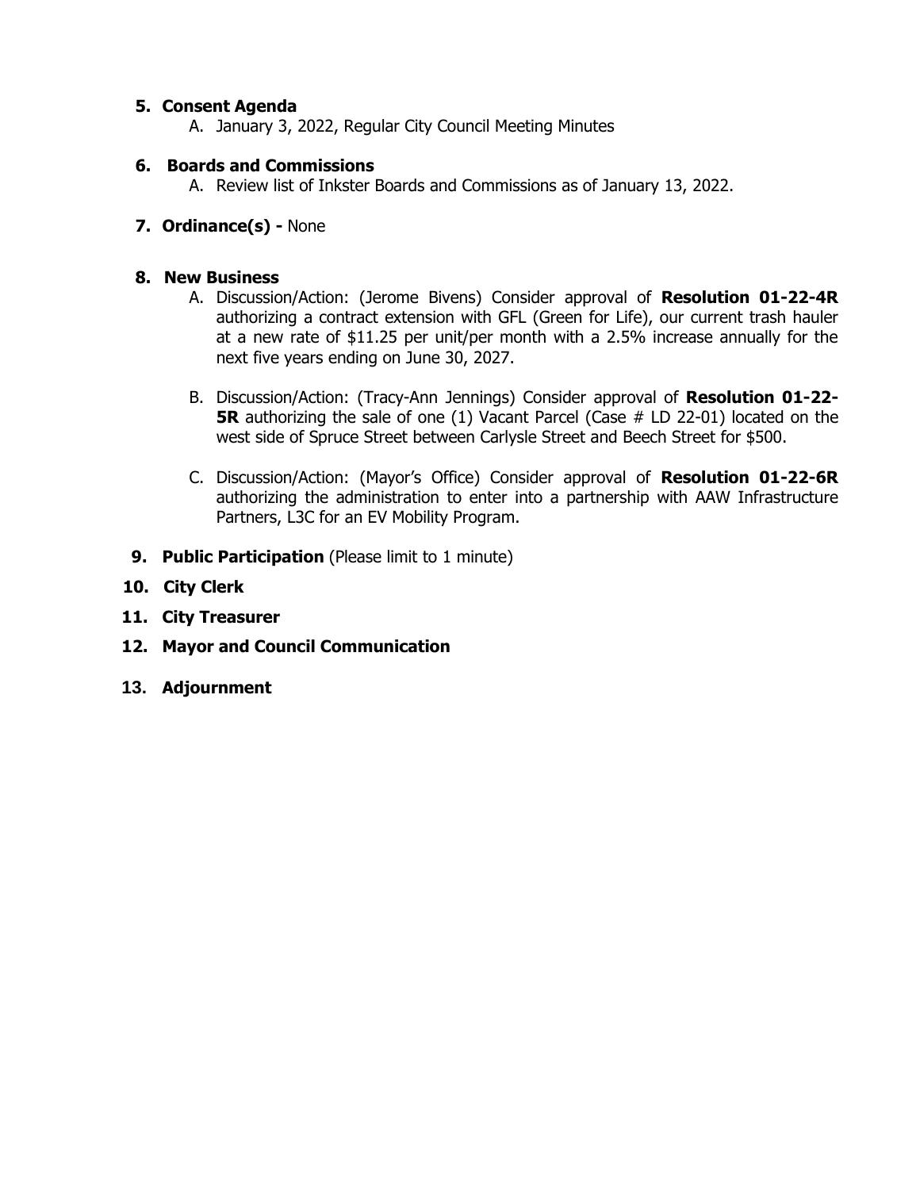5. **Consent Agenda**
   A. January 3, 2022, Regular City Council Meeting Minutes

6. **Boards and Commissions**
   A. Review list of Inkster Boards and Commissions as of January 13, 2022.

7. **Ordinance(s) -** None

8. **New Business**
   A. Discussion/Action: (Jerome Bivens) Consider approval of **Resolution 01-22-4R** authorizing a contract extension with GFL (Green for Life), our current trash hauler at a new rate of $11.25 per unit/per month with a 2.5% increase annually for the next five years ending on June 30, 2027.

   B. Discussion/Action: (Tracy-Ann Jennings) Consider approval of **Resolution 01-22-5R** authorizing the sale of one (1) Vacant Parcel (Case # LD 22-01) located on the west side of Spruce Street between Carlysle Street and Beech Street for $500.

   C. Discussion/Action: (Mayor's Office) Consider approval of **Resolution 01-22-6R** authorizing the administration to enter into a partnership with AAW Infrastructure Partners, L3C for an EV Mobility Program.

9. **Public Participation** (Please limit to 1 minute)

10. **City Clerk**

11. **City Treasurer**

12. **Mayor and Council Communication**

13. **Adjournment**